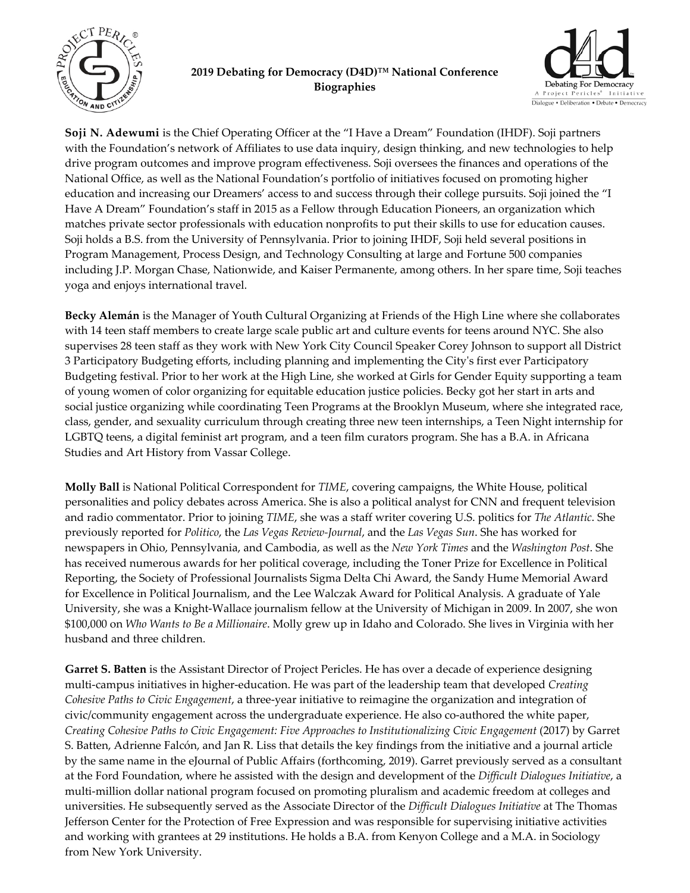# 2019 Debating for Democracy (D4D)™ National Conference Biographies

**Soji N. Adewumi** is the Chief Operating Officer at the "I Have a Dream" Foundation (IHDF). Soji partners with the Foundation's network of Affiliates to use data inquiry, design thinking, and new technologies to help drive program outcomes and improve program effectiveness. Soji oversees the finances and operations of the National Office, as well as the National Foundation's portfolio of initiatives focused on promoting higher education and increasing our Dreamers' access to and success through their college pursuits. Soji joined the "I Have A Dream" Foundation's staff in 2015 as a Fellow through Education Pioneers, an organization which matches private sector professionals with education nonprofits to put their skills to use for education causes. Soji holds a B.S. from the University of Pennsylvania. Prior to joining IHDF, Soji held several positions in Program Management, Process Design, and Technology Consulting at large and Fortune 500 companies including J.P. Morgan Chase, Nationwide, and Kaiser Permanente, among others. In her spare time, Soji teaches yoga and enjoys international travel.

**Becky Alemán** is the Manager of Youth Cultural Organizing at Friends of the High Line where she collaborates with 14 teen staff members to create large scale public art and culture events for teens around NYC. She also supervises 28 teen staff as they work with New York City Council Speaker Corey Johnson to support all District 3 Participatory Budgeting efforts, including planning and implementing the City's first ever Participatory Budgeting festival. Prior to her work at the High Line, she worked at Girls for Gender Equity supporting a team of young women of color organizing for equitable education justice policies. Becky got her start in arts and social justice organizing while coordinating Teen Programs at the Brooklyn Museum, where she integrated race, class, gender, and sexuality curriculum through creating three new teen internships, a Teen Night internship for LGBTQ teens, a digital feminist art program, and a teen film curators program. She has a B.A. in Africana Studies and Art History from Vassar College.

**Molly Ball** is National Political Correspondent for *TIME*, covering campaigns, the White House, political personalities and policy debates across America. She is also a political analyst for CNN and frequent television and radio commentator. Prior to joining *TIME*, she was a staff writer covering U.S. politics for *The Atlantic*. She previously reported for *Politico*, the *Las Vegas Review-Journal*, and the *Las Vegas Sun*. She has worked for newspapers in Ohio, Pennsylvania, and Cambodia, as well as the *New York Times* and the *Washington Post*. She has received numerous awards for her political coverage, including the Toner Prize for Excellence in Political Reporting, the Society of Professional Journalists Sigma Delta Chi Award, the Sandy Hume Memorial Award for Excellence in Political Journalism, and the Lee Walczak Award for Political Analysis. A graduate of Yale University, she was a Knight-Wallace journalism fellow at the University of Michigan in 2009. In 2007, she won $100,000 on *Who Wants to Be a Millionaire*. Molly grew up in Idaho and Colorado. She lives in Virginia with her husband and three children.

**Garret S. Batten** is the Assistant Director of Project Pericles. He has over a decade of experience designing multi-campus initiatives in higher-education. He was part of the leadership team that developed *Creating Cohesive Paths to Civic Engagement*, a three-year initiative to reimagine the organization and integration of civic/community engagement across the undergraduate experience. He also co-authored the white paper, *Creating Cohesive Paths to Civic Engagement: Five Approaches to Institutionalizing Civic Engagement* (2017) by Garret S. Batten, Adrienne Falcón, and Jan R. Liss that details the key findings from the initiative and a journal article by the same name in the eJournal of Public Affairs (forthcoming, 2019). Garret previously served as a consultant at the Ford Foundation, where he assisted with the design and development of the *Difficult Dialogues Initiative*, a multi-million dollar national program focused on promoting pluralism and academic freedom at colleges and universities. He subsequently served as the Associate Director of the *Difficult Dialogues Initiative* at The Thomas Jefferson Center for the Protection of Free Expression and was responsible for supervising initiative activities and working with grantees at 29 institutions. He holds a B.A. from Kenyon College and a M.A. in Sociology from New York University.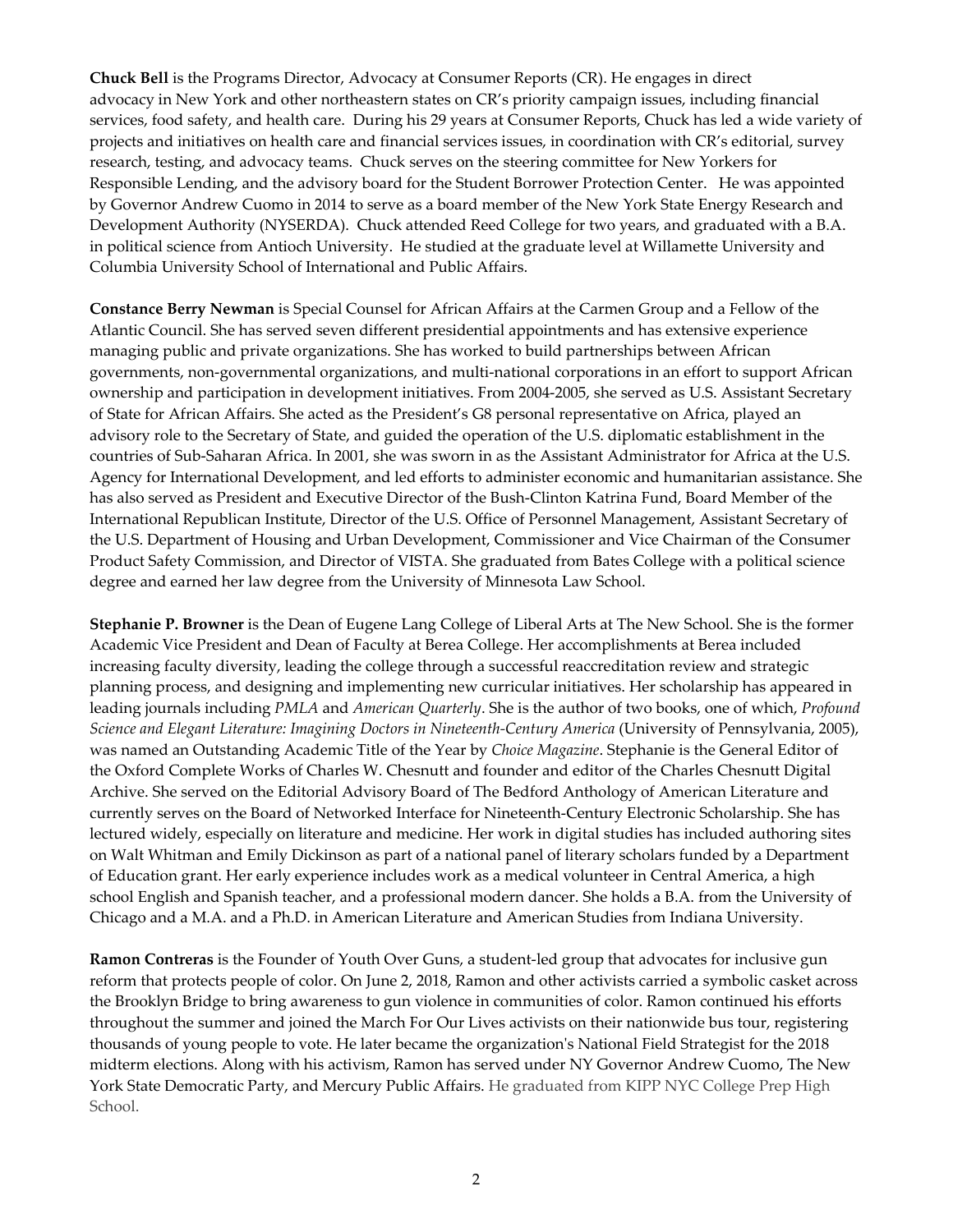**Chuck Bell** is the Programs Director, Advocacy at Consumer Reports (CR). He engages in direct advocacy in New York and other northeastern states on CR's priority campaign issues, including financial services, food safety, and health care. During his 29 years at Consumer Reports, Chuck has led a wide variety of projects and initiatives on health care and financial services issues, in coordination with CR's editorial, survey research, testing, and advocacy teams. Chuck serves on the steering committee for New Yorkers for Responsible Lending, and the advisory board for the Student Borrower Protection Center. He was appointed by Governor Andrew Cuomo in 2014 to serve as a board member of the New York State Energy Research and Development Authority (NYSERDA). Chuck attended Reed College for two years, and graduated with a B.A. in political science from Antioch University. He studied at the graduate level at Willamette University and Columbia University School of International and Public Affairs.

**Constance Berry Newman** is Special Counsel for African Affairs at the Carmen Group and a Fellow of the Atlantic Council. She has served seven different presidential appointments and has extensive experience managing public and private organizations. She has worked to build partnerships between African governments, non-governmental organizations, and multi-national corporations in an effort to support African ownership and participation in development initiatives. From 2004-2005, she served as U.S. Assistant Secretary of State for African Affairs. She acted as the President's G8 personal representative on Africa, played an advisory role to the Secretary of State, and guided the operation of the U.S. diplomatic establishment in the countries of Sub-Saharan Africa. In 2001, she was sworn in as the Assistant Administrator for Africa at the U.S. Agency for International Development, and led efforts to administer economic and humanitarian assistance. She has also served as President and Executive Director of the Bush-Clinton Katrina Fund, Board Member of the International Republican Institute, Director of the U.S. Office of Personnel Management, Assistant Secretary of the U.S. Department of Housing and Urban Development, Commissioner and Vice Chairman of the Consumer Product Safety Commission, and Director of VISTA. She graduated from Bates College with a political science degree and earned her law degree from the University of Minnesota Law School.

**Stephanie P. Browner** is the Dean of Eugene Lang College of Liberal Arts at The New School. She is the former Academic Vice President and Dean of Faculty at Berea College. Her accomplishments at Berea included increasing faculty diversity, leading the college through a successful reaccreditation review and strategic planning process, and designing and implementing new curricular initiatives. Her scholarship has appeared in leading journals including *PMLA* and *American Quarterly*. She is the author of two books, one of which, *Profound Science and Elegant Literature: Imagining Doctors in Nineteenth-Century America* (University of Pennsylvania, 2005), was named an Outstanding Academic Title of the Year by *Choice Magazine*. Stephanie is the General Editor of the Oxford Complete Works of Charles W. Chesnutt and founder and editor of the Charles Chesnutt Digital Archive. She served on the Editorial Advisory Board of The Bedford Anthology of American Literature and currently serves on the Board of Networked Interface for Nineteenth-Century Electronic Scholarship. She has lectured widely, especially on literature and medicine. Her work in digital studies has included authoring sites on Walt Whitman and Emily Dickinson as part of a national panel of literary scholars funded by a Department of Education grant. Her early experience includes work as a medical volunteer in Central America, a high school English and Spanish teacher, and a professional modern dancer. She holds a B.A. from the University of Chicago and a M.A. and a Ph.D. in American Literature and American Studies from Indiana University.

**Ramon Contreras** is the Founder of Youth Over Guns, a student-led group that advocates for inclusive gun reform that protects people of color. On June 2, 2018, Ramon and other activists carried a symbolic casket across the Brooklyn Bridge to bring awareness to gun violence in communities of color. Ramon continued his efforts throughout the summer and joined the March For Our Lives activists on their nationwide bus tour, registering thousands of young people to vote. He later became the organization's National Field Strategist for the 2018 midterm elections. Along with his activism, Ramon has served under NY Governor Andrew Cuomo, The New York State Democratic Party, and Mercury Public Affairs. He graduated from KIPP NYC College Prep High School.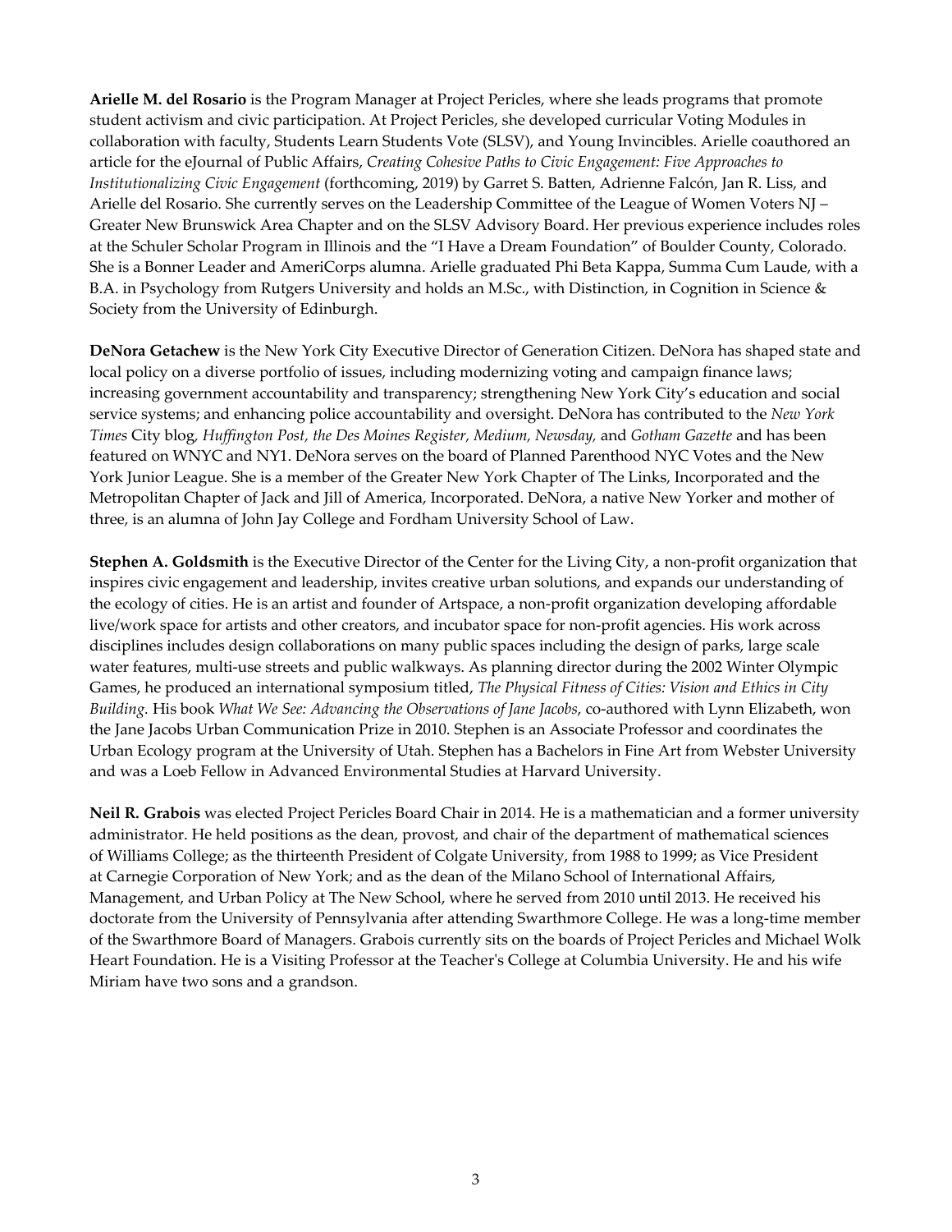**Arielle M. del Rosario** is the Program Manager at Project Pericles, where she leads programs that promote student activism and civic participation. At Project Pericles, she developed curricular Voting Modules in collaboration with faculty, Students Learn Students Vote (SLSV), and Young Invincibles. Arielle coauthored an article for the eJournal of Public Affairs, *Creating Cohesive Paths to Civic Engagement: Five Approaches to Institutionalizing Civic Engagement* (forthcoming, 2019) by Garret S. Batten, Adrienne Falcón, Jan R. Liss, and Arielle del Rosario. She currently serves on the Leadership Committee of the League of Women Voters NJ – Greater New Brunswick Area Chapter and on the SLSV Advisory Board. Her previous experience includes roles at the Schuler Scholar Program in Illinois and the "I Have a Dream Foundation" of Boulder County, Colorado. She is a Bonner Leader and AmeriCorps alumna. Arielle graduated Phi Beta Kappa, Summa Cum Laude, with a B.A. in Psychology from Rutgers University and holds an M.Sc., with Distinction, in Cognition in Science & Society from the University of Edinburgh.

**DeNora Getachew** is the New York City Executive Director of Generation Citizen. DeNora has shaped state and local policy on a diverse portfolio of issues, including modernizing voting and campaign finance laws; increasing government accountability and transparency; strengthening New York City's education and social service systems; and enhancing police accountability and oversight. DeNora has contributed to the *New York Times* City blog, *Huffington Post, the Des Moines Register, Medium, Newsday,* and *Gotham Gazette* and has been featured on WNYC and NY1. DeNora serves on the board of Planned Parenthood NYC Votes and the New York Junior League. She is a member of the Greater New York Chapter of The Links, Incorporated and the Metropolitan Chapter of Jack and Jill of America, Incorporated. DeNora, a native New Yorker and mother of three, is an alumna of John Jay College and Fordham University School of Law.

**Stephen A. Goldsmith** is the Executive Director of the Center for the Living City, a non-profit organization that inspires civic engagement and leadership, invites creative urban solutions, and expands our understanding of the ecology of cities. He is an artist and founder of Artspace, a non-profit organization developing affordable live/work space for artists and other creators, and incubator space for non-profit agencies. His work across disciplines includes design collaborations on many public spaces including the design of parks, large scale water features, multi-use streets and public walkways. As planning director during the 2002 Winter Olympic Games, he produced an international symposium titled, *The Physical Fitness of Cities: Vision and Ethics in City Building.* His book *What We See: Advancing the Observations of Jane Jacobs*, co-authored with Lynn Elizabeth, won the Jane Jacobs Urban Communication Prize in 2010. Stephen is an Associate Professor and coordinates the Urban Ecology program at the University of Utah. Stephen has a Bachelors in Fine Art from Webster University and was a Loeb Fellow in Advanced Environmental Studies at Harvard University.

**Neil R. Grabois** was elected Project Pericles Board Chair in 2014. He is a mathematician and a former university administrator. He held positions as the dean, provost, and chair of the department of mathematical sciences of Williams College; as the thirteenth President of Colgate University, from 1988 to 1999; as Vice President at Carnegie Corporation of New York; and as the dean of the Milano School of International Affairs, Management, and Urban Policy at The New School, where he served from 2010 until 2013. He received his doctorate from the University of Pennsylvania after attending Swarthmore College. He was a long-time member of the Swarthmore Board of Managers. Grabois currently sits on the boards of Project Pericles and Michael Wolk Heart Foundation. He is a Visiting Professor at the Teacher's College at Columbia University. He and his wife Miriam have two sons and a grandson.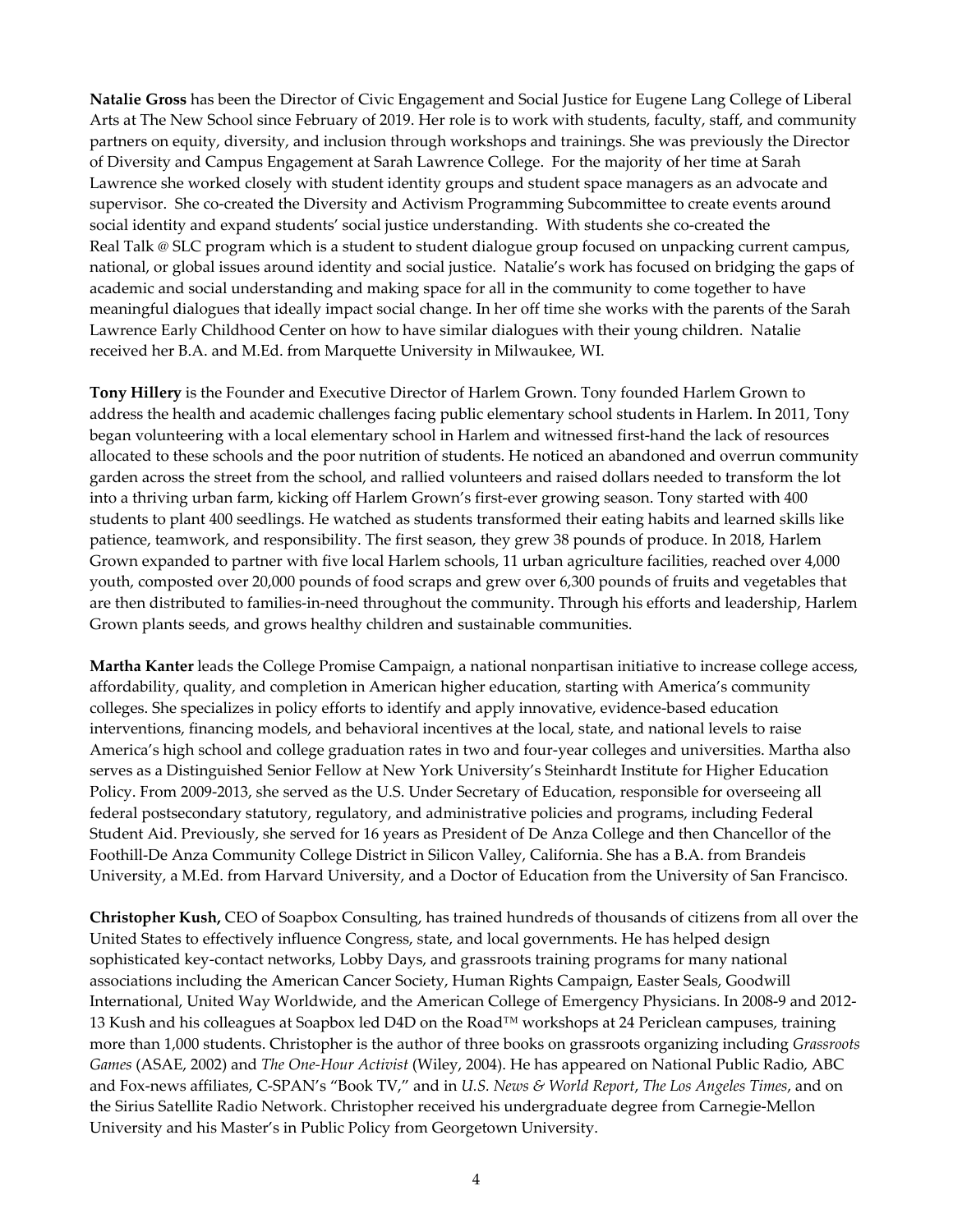**Natalie Gross** has been the Director of Civic Engagement and Social Justice for Eugene Lang College of Liberal Arts at The New School since February of 2019. Her role is to work with students, faculty, staff, and community partners on equity, diversity, and inclusion through workshops and trainings. She was previously the Director of Diversity and Campus Engagement at Sarah Lawrence College. For the majority of her time at Sarah Lawrence she worked closely with student identity groups and student space managers as an advocate and supervisor. She co-created the Diversity and Activism Programming Subcommittee to create events around social identity and expand students' social justice understanding. With students she co-created the Real Talk @ SLC program which is a student to student dialogue group focused on unpacking current campus, national, or global issues around identity and social justice. Natalie's work has focused on bridging the gaps of academic and social understanding and making space for all in the community to come together to have meaningful dialogues that ideally impact social change. In her off time she works with the parents of the Sarah Lawrence Early Childhood Center on how to have similar dialogues with their young children. Natalie received her B.A. and M.Ed. from Marquette University in Milwaukee, WI.

**Tony Hillery** is the Founder and Executive Director of Harlem Grown. Tony founded Harlem Grown to address the health and academic challenges facing public elementary school students in Harlem. In 2011, Tony began volunteering with a local elementary school in Harlem and witnessed first-hand the lack of resources allocated to these schools and the poor nutrition of students. He noticed an abandoned and overrun community garden across the street from the school, and rallied volunteers and raised dollars needed to transform the lot into a thriving urban farm, kicking off Harlem Grown's first-ever growing season. Tony started with 400 students to plant 400 seedlings. He watched as students transformed their eating habits and learned skills like patience, teamwork, and responsibility. The first season, they grew 38 pounds of produce. In 2018, Harlem Grown expanded to partner with five local Harlem schools, 11 urban agriculture facilities, reached over 4,000 youth, composted over 20,000 pounds of food scraps and grew over 6,300 pounds of fruits and vegetables that are then distributed to families-in-need throughout the community. Through his efforts and leadership, Harlem Grown plants seeds, and grows healthy children and sustainable communities.

**Martha Kanter** leads the College Promise Campaign, a national nonpartisan initiative to increase college access, affordability, quality, and completion in American higher education, starting with America's community colleges. She specializes in policy efforts to identify and apply innovative, evidence-based education interventions, financing models, and behavioral incentives at the local, state, and national levels to raise America's high school and college graduation rates in two and four-year colleges and universities. Martha also serves as a Distinguished Senior Fellow at New York University's Steinhardt Institute for Higher Education Policy. From 2009-2013, she served as the U.S. Under Secretary of Education, responsible for overseeing all federal postsecondary statutory, regulatory, and administrative policies and programs, including Federal Student Aid. Previously, she served for 16 years as President of De Anza College and then Chancellor of the Foothill-De Anza Community College District in Silicon Valley, California. She has a B.A. from Brandeis University, a M.Ed. from Harvard University, and a Doctor of Education from the University of San Francisco.

**Christopher Kush,** CEO of Soapbox Consulting, has trained hundreds of thousands of citizens from all over the United States to effectively influence Congress, state, and local governments. He has helped design sophisticated key-contact networks, Lobby Days, and grassroots training programs for many national associations including the American Cancer Society, Human Rights Campaign, Easter Seals, Goodwill International, United Way Worldwide, and the American College of Emergency Physicians. In 2008-9 and 2012-13 Kush and his colleagues at Soapbox led D4D on the Road™ workshops at 24 Periclean campuses, training more than 1,000 students. Christopher is the author of three books on grassroots organizing including *Grassroots Games* (ASAE, 2002) and *The One-Hour Activist* (Wiley, 2004). He has appeared on National Public Radio, ABC and Fox-news affiliates, C-SPAN's "Book TV," and in *U.S. News & World Report*, *The Los Angeles Times*, and on the Sirius Satellite Radio Network. Christopher received his undergraduate degree from Carnegie-Mellon University and his Master's in Public Policy from Georgetown University.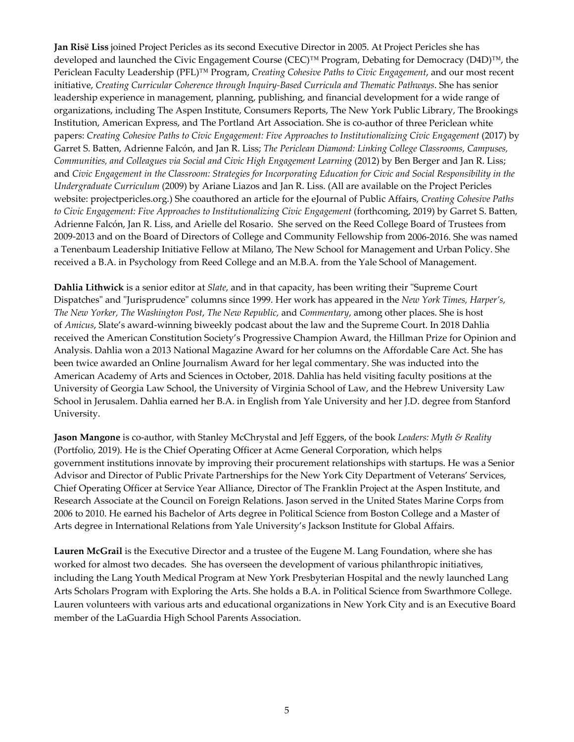**Jan Risë Liss** joined Project Pericles as its second Executive Director in 2005. At Project Pericles she has developed and launched the Civic Engagement Course (CEC)™ Program, Debating for Democracy (D4D)™, the Periclean Faculty Leadership (PFL)™ Program, *Creating Cohesive Paths to Civic Engagement*, and our most recent initiative, *Creating Curricular Coherence through Inquiry-Based Curricula and Thematic Pathways*. She has senior leadership experience in management, planning, publishing, and financial development for a wide range of organizations, including The Aspen Institute, Consumers Reports, The New York Public Library, The Brookings Institution, American Express, and The Portland Art Association. She is co-author of three Periclean white papers: *Creating Cohesive Paths to Civic Engagement: Five Approaches to Institutionalizing Civic Engagement* (2017) by Garret S. Batten, Adrienne Falcón, and Jan R. Liss; *The Periclean Diamond: Linking College Classrooms, Campuses, Communities, and Colleagues via Social and Civic High Engagement Learning* (2012) by Ben Berger and Jan R. Liss; and *Civic Engagement in the Classroom: Strategies for Incorporating Education for Civic and Social Responsibility in the Undergraduate Curriculum* (2009) by Ariane Liazos and Jan R. Liss. (All are available on the Project Pericles website: projectpericles.org.) She coauthored an article for the eJournal of Public Affairs, *Creating Cohesive Paths to Civic Engagement: Five Approaches to Institutionalizing Civic Engagement* (forthcoming, 2019) by Garret S. Batten, Adrienne Falcón, Jan R. Liss, and Arielle del Rosario. She served on the Reed College Board of Trustees from 2009-2013 and on the Board of Directors of College and Community Fellowship from 2006-2016. She was named a Tenenbaum Leadership Initiative Fellow at Milano, The New School for Management and Urban Policy. She received a B.A. in Psychology from Reed College and an M.B.A. from the Yale School of Management.

**Dahlia Lithwick** is a senior editor at *Slate*, and in that capacity, has been writing their "Supreme Court Dispatches" and "Jurisprudence" columns since 1999. Her work has appeared in the *New York Times, Harper's, The New Yorker, The Washington Post*, *The New Republic,* and *Commentary*, among other places. She is host of *Amicus*, Slate's award-winning biweekly podcast about the law and the Supreme Court. In 2018 Dahlia received the American Constitution Society's Progressive Champion Award, the Hillman Prize for Opinion and Analysis. Dahlia won a 2013 National Magazine Award for her columns on the Affordable Care Act. She has been twice awarded an Online Journalism Award for her legal commentary. She was inducted into the American Academy of Arts and Sciences in October, 2018. Dahlia has held visiting faculty positions at the University of Georgia Law School, the University of Virginia School of Law, and the Hebrew University Law School in Jerusalem. Dahlia earned her B.A. in English from Yale University and her J.D. degree from Stanford University.

**Jason Mangone** is co-author, with Stanley McChrystal and Jeff Eggers, of the book *Leaders: Myth & Reality* (Portfolio, 2019). He is the Chief Operating Officer at Acme General Corporation, which helps government institutions innovate by improving their procurement relationships with startups. He was a Senior Advisor and Director of Public Private Partnerships for the New York City Department of Veterans' Services, Chief Operating Officer at Service Year Alliance, Director of The Franklin Project at the Aspen Institute, and Research Associate at the Council on Foreign Relations. Jason served in the United States Marine Corps from 2006 to 2010. He earned his Bachelor of Arts degree in Political Science from Boston College and a Master of Arts degree in International Relations from Yale University's Jackson Institute for Global Affairs.

**Lauren McGrail** is the Executive Director and a trustee of the Eugene M. Lang Foundation, where she has worked for almost two decades. She has overseen the development of various philanthropic initiatives, including the Lang Youth Medical Program at New York Presbyterian Hospital and the newly launched Lang Arts Scholars Program with Exploring the Arts. She holds a B.A. in Political Science from Swarthmore College. Lauren volunteers with various arts and educational organizations in New York City and is an Executive Board member of the LaGuardia High School Parents Association.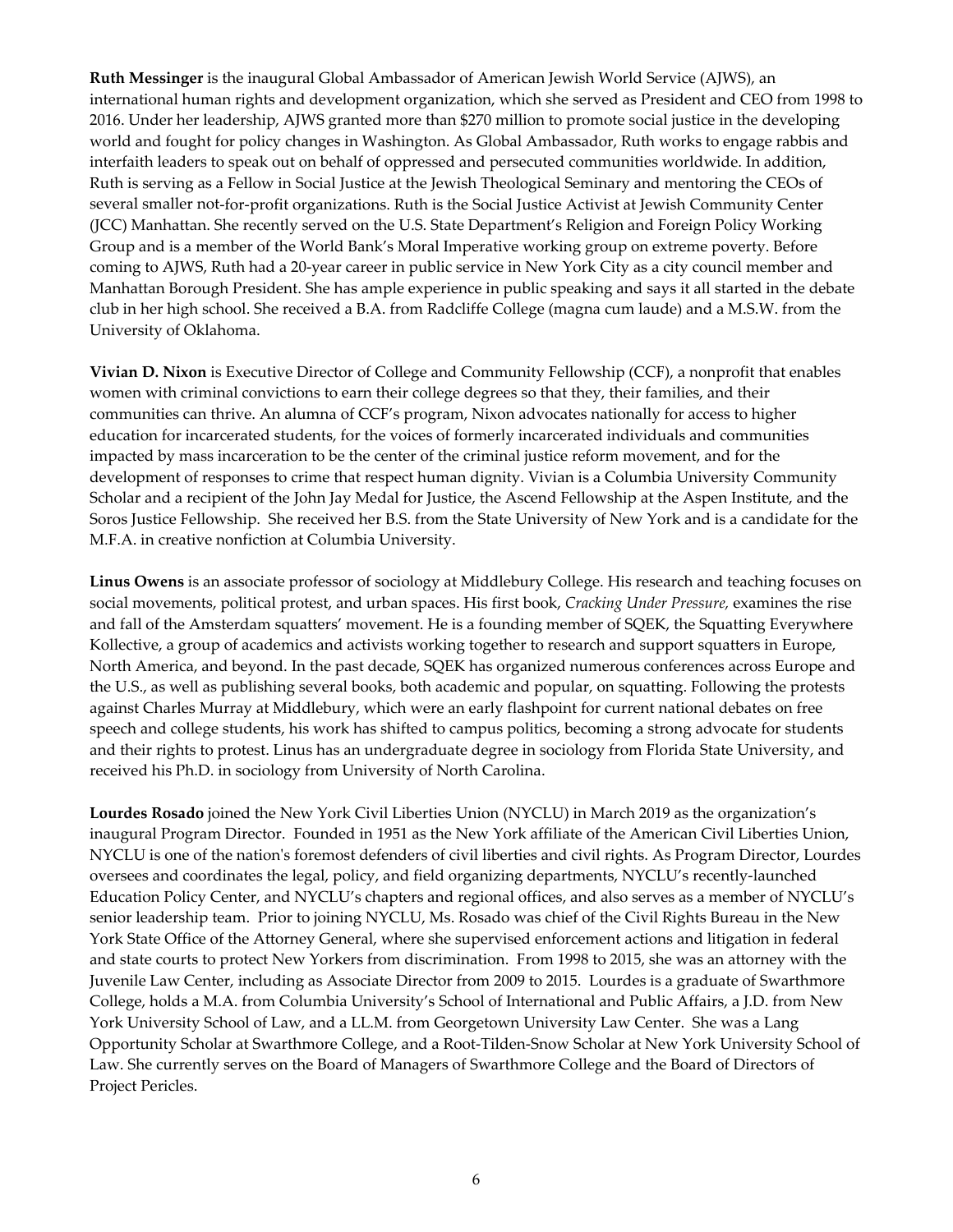**Ruth Messinger** is the inaugural Global Ambassador of American Jewish World Service (AJWS), an international human rights and development organization, which she served as President and CEO from 1998 to 2016. Under her leadership, AJWS granted more than $270 million to promote social justice in the developing world and fought for policy changes in Washington. As Global Ambassador, Ruth works to engage rabbis and interfaith leaders to speak out on behalf of oppressed and persecuted communities worldwide. In addition, Ruth is serving as a Fellow in Social Justice at the Jewish Theological Seminary and mentoring the CEOs of several smaller not-for-profit organizations. Ruth is the Social Justice Activist at Jewish Community Center (JCC) Manhattan. She recently served on the U.S. State Department's Religion and Foreign Policy Working Group and is a member of the World Bank's Moral Imperative working group on extreme poverty. Before coming to AJWS, Ruth had a 20-year career in public service in New York City as a city council member and Manhattan Borough President. She has ample experience in public speaking and says it all started in the debate club in her high school. She received a B.A. from Radcliffe College (magna cum laude) and a M.S.W. from the University of Oklahoma.

**Vivian D. Nixon** is Executive Director of College and Community Fellowship (CCF), a nonprofit that enables women with criminal convictions to earn their college degrees so that they, their families, and their communities can thrive. An alumna of CCF's program, Nixon advocates nationally for access to higher education for incarcerated students, for the voices of formerly incarcerated individuals and communities impacted by mass incarceration to be the center of the criminal justice reform movement, and for the development of responses to crime that respect human dignity. Vivian is a Columbia University Community Scholar and a recipient of the John Jay Medal for Justice, the Ascend Fellowship at the Aspen Institute, and the Soros Justice Fellowship. She received her B.S. from the State University of New York and is a candidate for the M.F.A. in creative nonfiction at Columbia University.

**Linus Owens** is an associate professor of sociology at Middlebury College. His research and teaching focuses on social movements, political protest, and urban spaces. His first book, *Cracking Under Pressure,* examines the rise and fall of the Amsterdam squatters' movement. He is a founding member of SQEK, the Squatting Everywhere Kollective, a group of academics and activists working together to research and support squatters in Europe, North America, and beyond. In the past decade, SQEK has organized numerous conferences across Europe and the U.S., as well as publishing several books, both academic and popular, on squatting. Following the protests against Charles Murray at Middlebury, which were an early flashpoint for current national debates on free speech and college students, his work has shifted to campus politics, becoming a strong advocate for students and their rights to protest. Linus has an undergraduate degree in sociology from Florida State University, and received his Ph.D. in sociology from University of North Carolina.

**Lourdes Rosado** joined the New York Civil Liberties Union (NYCLU) in March 2019 as the organization's inaugural Program Director. Founded in 1951 as the New York affiliate of the American Civil Liberties Union, NYCLU is one of the nation's foremost defenders of civil liberties and civil rights. As Program Director, Lourdes oversees and coordinates the legal, policy, and field organizing departments, NYCLU's recently-launched Education Policy Center, and NYCLU's chapters and regional offices, and also serves as a member of NYCLU's senior leadership team. Prior to joining NYCLU, Ms. Rosado was chief of the Civil Rights Bureau in the New York State Office of the Attorney General, where she supervised enforcement actions and litigation in federal and state courts to protect New Yorkers from discrimination. From 1998 to 2015, she was an attorney with the Juvenile Law Center, including as Associate Director from 2009 to 2015. Lourdes is a graduate of Swarthmore College, holds a M.A. from Columbia University's School of International and Public Affairs, a J.D. from New York University School of Law, and a LL.M. from Georgetown University Law Center. She was a Lang Opportunity Scholar at Swarthmore College, and a Root-Tilden-Snow Scholar at New York University School of Law. She currently serves on the Board of Managers of Swarthmore College and the Board of Directors of Project Pericles.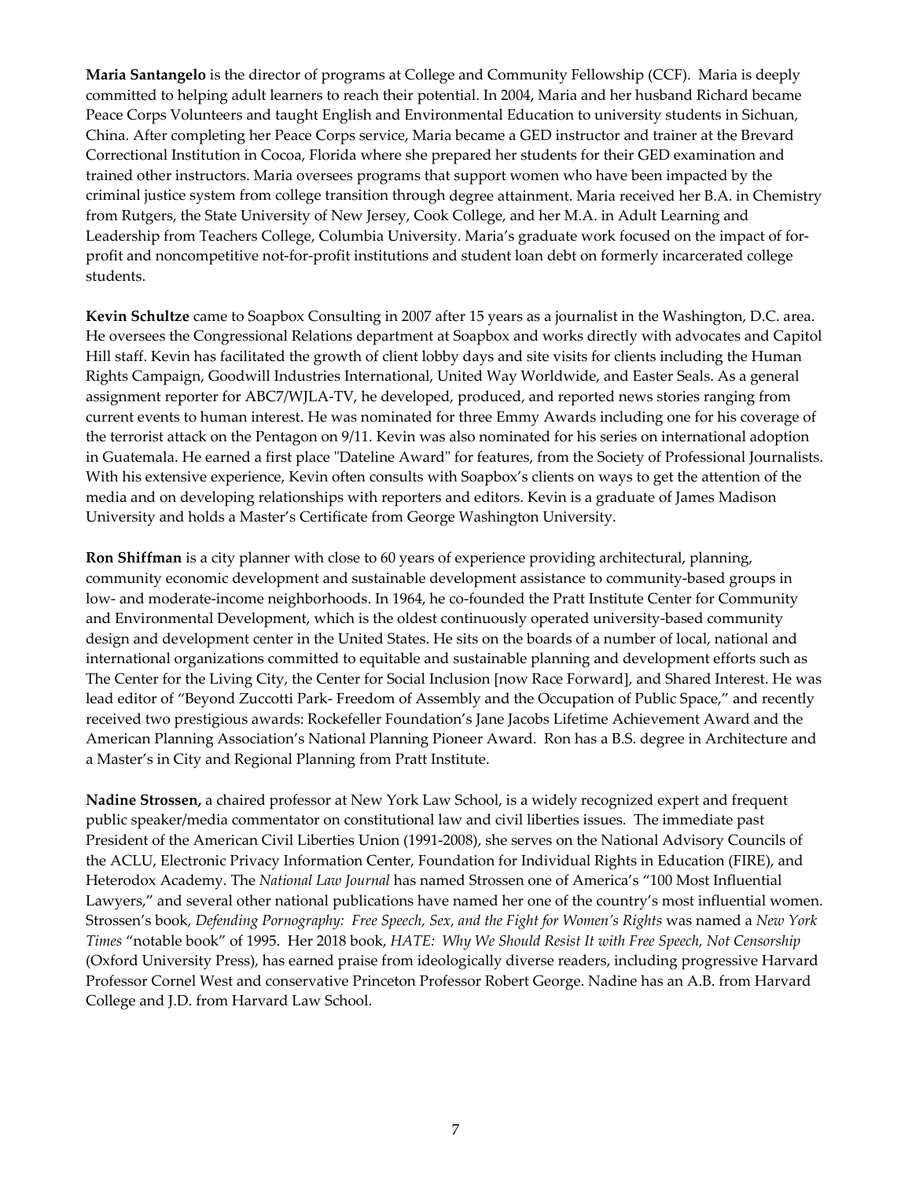**Maria Santangelo** is the director of programs at College and Community Fellowship (CCF). Maria is deeply committed to helping adult learners to reach their potential. In 2004, Maria and her husband Richard became Peace Corps Volunteers and taught English and Environmental Education to university students in Sichuan, China. After completing her Peace Corps service, Maria became a GED instructor and trainer at the Brevard Correctional Institution in Cocoa, Florida where she prepared her students for their GED examination and trained other instructors. Maria oversees programs that support women who have been impacted by the criminal justice system from college transition through degree attainment. Maria received her B.A. in Chemistry from Rutgers, the State University of New Jersey, Cook College, and her M.A. in Adult Learning and Leadership from Teachers College, Columbia University. Maria's graduate work focused on the impact of for-profit and noncompetitive not-for-profit institutions and student loan debt on formerly incarcerated college students.

**Kevin Schultze** came to Soapbox Consulting in 2007 after 15 years as a journalist in the Washington, D.C. area. He oversees the Congressional Relations department at Soapbox and works directly with advocates and Capitol Hill staff. Kevin has facilitated the growth of client lobby days and site visits for clients including the Human Rights Campaign, Goodwill Industries International, United Way Worldwide, and Easter Seals. As a general assignment reporter for ABC7/WJLA-TV, he developed, produced, and reported news stories ranging from current events to human interest. He was nominated for three Emmy Awards including one for his coverage of the terrorist attack on the Pentagon on 9/11. Kevin was also nominated for his series on international adoption in Guatemala. He earned a first place "Dateline Award" for features, from the Society of Professional Journalists. With his extensive experience, Kevin often consults with Soapbox's clients on ways to get the attention of the media and on developing relationships with reporters and editors. Kevin is a graduate of James Madison University and holds a Master's Certificate from George Washington University.

**Ron Shiffman** is a city planner with close to 60 years of experience providing architectural, planning, community economic development and sustainable development assistance to community-based groups in low- and moderate-income neighborhoods. In 1964, he co-founded the Pratt Institute Center for Community and Environmental Development, which is the oldest continuously operated university-based community design and development center in the United States. He sits on the boards of a number of local, national and international organizations committed to equitable and sustainable planning and development efforts such as The Center for the Living City, the Center for Social Inclusion [now Race Forward], and Shared Interest. He was lead editor of "Beyond Zuccotti Park- Freedom of Assembly and the Occupation of Public Space," and recently received two prestigious awards: Rockefeller Foundation's Jane Jacobs Lifetime Achievement Award and the American Planning Association's National Planning Pioneer Award. Ron has a B.S. degree in Architecture and a Master's in City and Regional Planning from Pratt Institute.

**Nadine Strossen,** a chaired professor at New York Law School, is a widely recognized expert and frequent public speaker/media commentator on constitutional law and civil liberties issues. The immediate past President of the American Civil Liberties Union (1991-2008), she serves on the National Advisory Councils of the ACLU, Electronic Privacy Information Center, Foundation for Individual Rights in Education (FIRE), and Heterodox Academy. The *National Law Journal* has named Strossen one of America's "100 Most Influential Lawyers," and several other national publications have named her one of the country's most influential women. Strossen's book, *Defending Pornography: Free Speech, Sex, and the Fight for Women's Rights* was named a *New York Times* "notable book" of 1995. Her 2018 book, *HATE: Why We Should Resist It with Free Speech, Not Censorship* (Oxford University Press), has earned praise from ideologically diverse readers, including progressive Harvard Professor Cornel West and conservative Princeton Professor Robert George. Nadine has an A.B. from Harvard College and J.D. from Harvard Law School.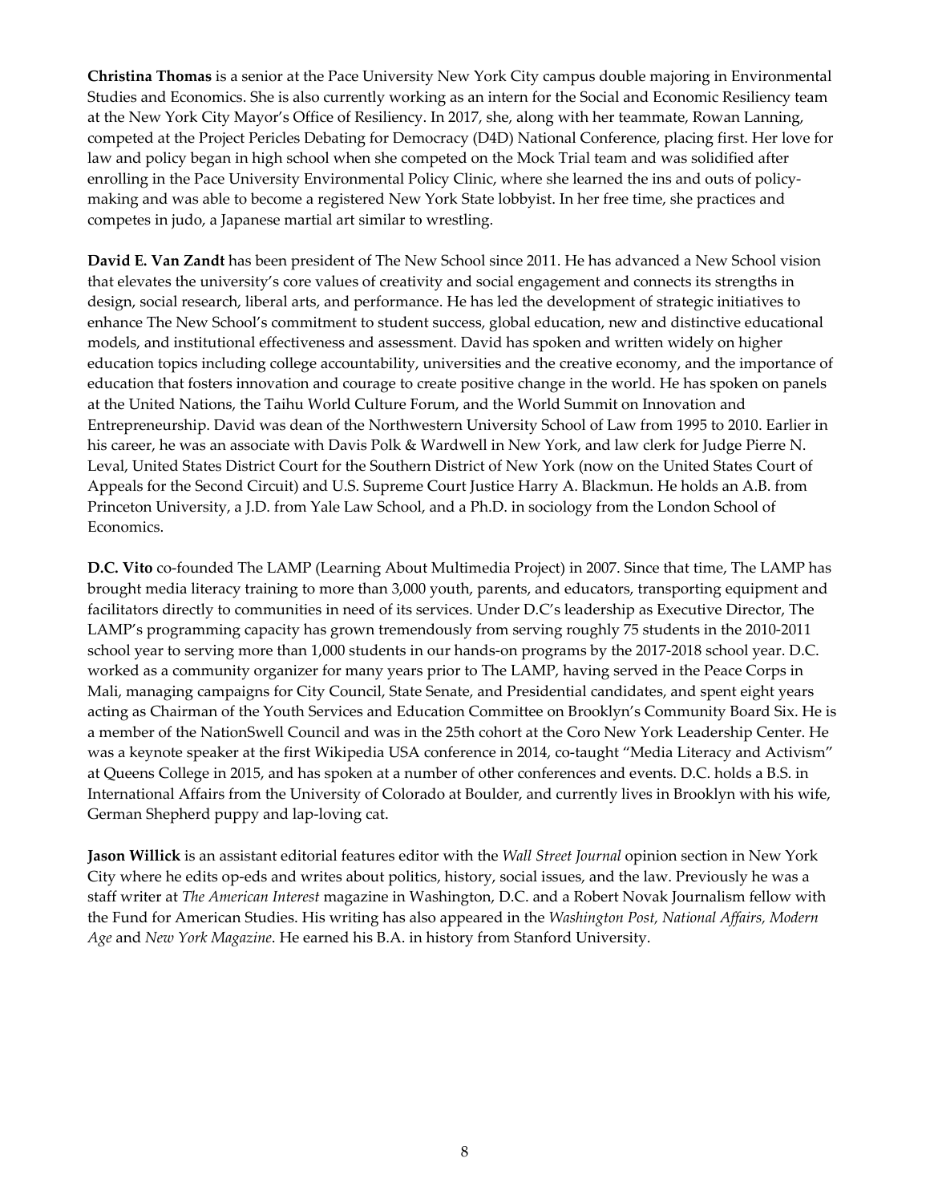**Christina Thomas** is a senior at the Pace University New York City campus double majoring in Environmental Studies and Economics. She is also currently working as an intern for the Social and Economic Resiliency team at the New York City Mayor's Office of Resiliency. In 2017, she, along with her teammate, Rowan Lanning, competed at the Project Pericles Debating for Democracy (D4D) National Conference, placing first. Her love for law and policy began in high school when she competed on the Mock Trial team and was solidified after enrolling in the Pace University Environmental Policy Clinic, where she learned the ins and outs of policy-making and was able to become a registered New York State lobbyist. In her free time, she practices and competes in judo, a Japanese martial art similar to wrestling.

**David E. Van Zandt** has been president of The New School since 2011. He has advanced a New School vision that elevates the university's core values of creativity and social engagement and connects its strengths in design, social research, liberal arts, and performance. He has led the development of strategic initiatives to enhance The New School's commitment to student success, global education, new and distinctive educational models, and institutional effectiveness and assessment. David has spoken and written widely on higher education topics including college accountability, universities and the creative economy, and the importance of education that fosters innovation and courage to create positive change in the world. He has spoken on panels at the United Nations, the Taihu World Culture Forum, and the World Summit on Innovation and Entrepreneurship. David was dean of the Northwestern University School of Law from 1995 to 2010. Earlier in his career, he was an associate with Davis Polk & Wardwell in New York, and law clerk for Judge Pierre N. Leval, United States District Court for the Southern District of New York (now on the United States Court of Appeals for the Second Circuit) and U.S. Supreme Court Justice Harry A. Blackmun. He holds an A.B. from Princeton University, a J.D. from Yale Law School, and a Ph.D. in sociology from the London School of Economics.

**D.C. Vito** co-founded The LAMP (Learning About Multimedia Project) in 2007. Since that time, The LAMP has brought media literacy training to more than 3,000 youth, parents, and educators, transporting equipment and facilitators directly to communities in need of its services. Under D.C's leadership as Executive Director, The LAMP's programming capacity has grown tremendously from serving roughly 75 students in the 2010-2011 school year to serving more than 1,000 students in our hands-on programs by the 2017-2018 school year. D.C. worked as a community organizer for many years prior to The LAMP, having served in the Peace Corps in Mali, managing campaigns for City Council, State Senate, and Presidential candidates, and spent eight years acting as Chairman of the Youth Services and Education Committee on Brooklyn's Community Board Six. He is a member of the NationSwell Council and was in the 25th cohort at the Coro New York Leadership Center. He was a keynote speaker at the first Wikipedia USA conference in 2014, co-taught "Media Literacy and Activism" at Queens College in 2015, and has spoken at a number of other conferences and events. D.C. holds a B.S. in International Affairs from the University of Colorado at Boulder, and currently lives in Brooklyn with his wife, German Shepherd puppy and lap-loving cat.

**Jason Willick** is an assistant editorial features editor with the *Wall Street Journal* opinion section in New York City where he edits op-eds and writes about politics, history, social issues, and the law. Previously he was a staff writer at *The American Interest* magazine in Washington, D.C. and a Robert Novak Journalism fellow with the Fund for American Studies. His writing has also appeared in the *Washington Post, National Affairs, Modern Age* and *New York Magazine*. He earned his B.A. in history from Stanford University.